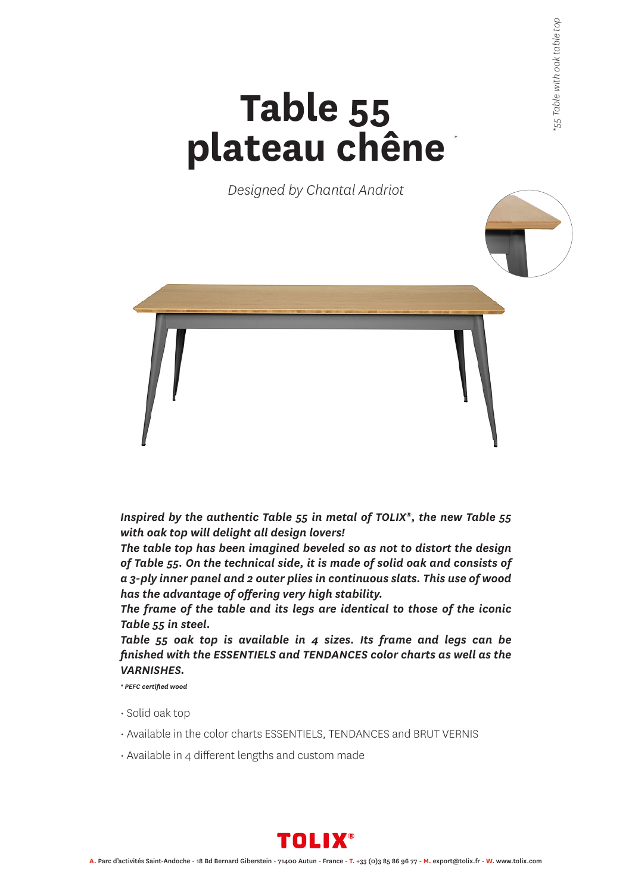# Table 55 plateau chêne *

*55 Table with oak table top

*Designed by Chantal Andriot*

***Inspired by the authentic Table 55 in metal of TOLIX®, the new Table 55 with oak top will delight all design lovers!***
***The table top has been imagined beveled so as not to distort the design of Table 55. On the technical side, it is made of solid oak and consists of a 3-ply inner panel and 2 outer plies in continuous slats. This use of wood has the advantage of offering very high stability.***
***The frame of the table and its legs are identical to those of the iconic Table 55 in steel.***
***Table 55 oak top is available in 4 sizes. Its frame and legs can be finished with the ESSENTIELS and TENDANCES color charts as well as the VARNISHES.***

*** PEFC certified wood***

- Solid oak top
- Available in the color charts ESSENTIELS, TENDANCES and BRUT VERNIS
- Available in 4 different lengths and custom made

TOLIX®

**A.** Parc d'activités Saint-Andoche - 18 Bd Bernard Giberstein - 71400 Autun - France - **T.** +33 (0)3 85 86 96 77 - **M.** export@tolix.fr - **W.** www.tolix.com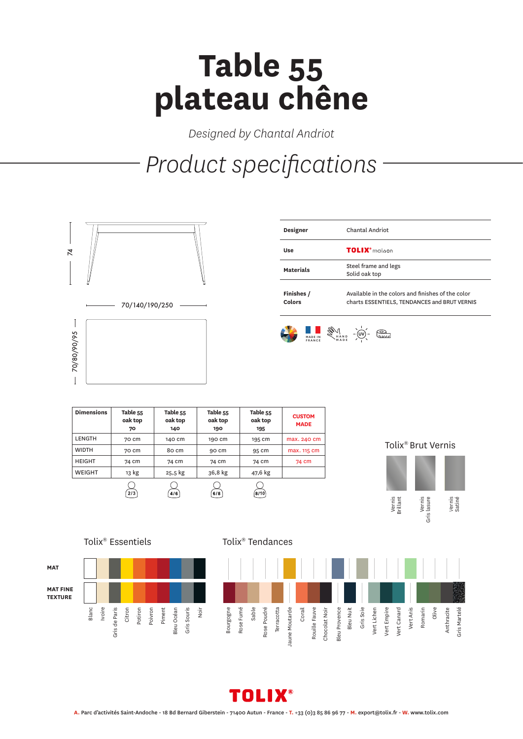# Table 55 plateau chêne

*Designed by Chantal Andriot*

## *Product specifications*

74

70/140/190/250

70/80/90/95

| | |
|---|---|
| **Designer** | Chantal Andriot |
| **Use** | TOLIX® maison |
| **Materials** | Steel frame and legs<br>Solid oak top |
| **Finishes / Colors** | Available in the colors and finishes of the color charts ESSENTIELS, TENDANCES and BRUT VERNIS |

MADE IN FRANCE · HAND MADE · UV

| Dimensions | Table 55 oak top 70 | Table 55 oak top 140 | Table 55 oak top 190 | Table 55 oak top 195 | CUSTOM MADE |
|---|---|---|---|---|---|
| LENGTH | 70 cm | 140 cm | 190 cm | 195 cm | max. 240 cm |
| WIDTH | 70 cm | 80 cm | 90 cm | 95 cm | max. 115 cm |
| HEIGHT | 74 cm | 74 cm | 74 cm | 74 cm | 74 cm |
| WEIGHT | 13 kg | 25,5 kg | 36,8 kg | 47,6 kg | |
| | 2/3 | 4/6 | 6/8 | 8/10 | |

### Tolix® Brut Vernis

Vernis Brillant · Vernis Gris lasure · Vernis Satiné

### Tolix® Essentiels

MAT

MAT FINE TEXTURE

Blanc · Ivoire · Gris de Paris · Citron · Potiron · Poivron · Piment · Bleu Océan · Gris Souris · Noir

### Tolix® Tendances

Bourgogne · Rose Fumé · Sable · Rose Poudré · Terracotta · Jaune Moutarde · Corail · Rouille Fauve · Chocolat Noir · Bleu Provence · Bleu Nuit · Gris Soie · Vert Lichen · Vert Empire · Vert Canard · Vert Anis · Romarin · Olive · Anthracite · Gris Martelé

TOLIX®

**A.** Parc d'activités Saint-Andoche - 18 Bd Bernard Giberstein - 71400 Autun - France - **T.** +33 (0)3 85 86 96 77 - **M.** export@tolix.fr - **W.** www.tolix.com